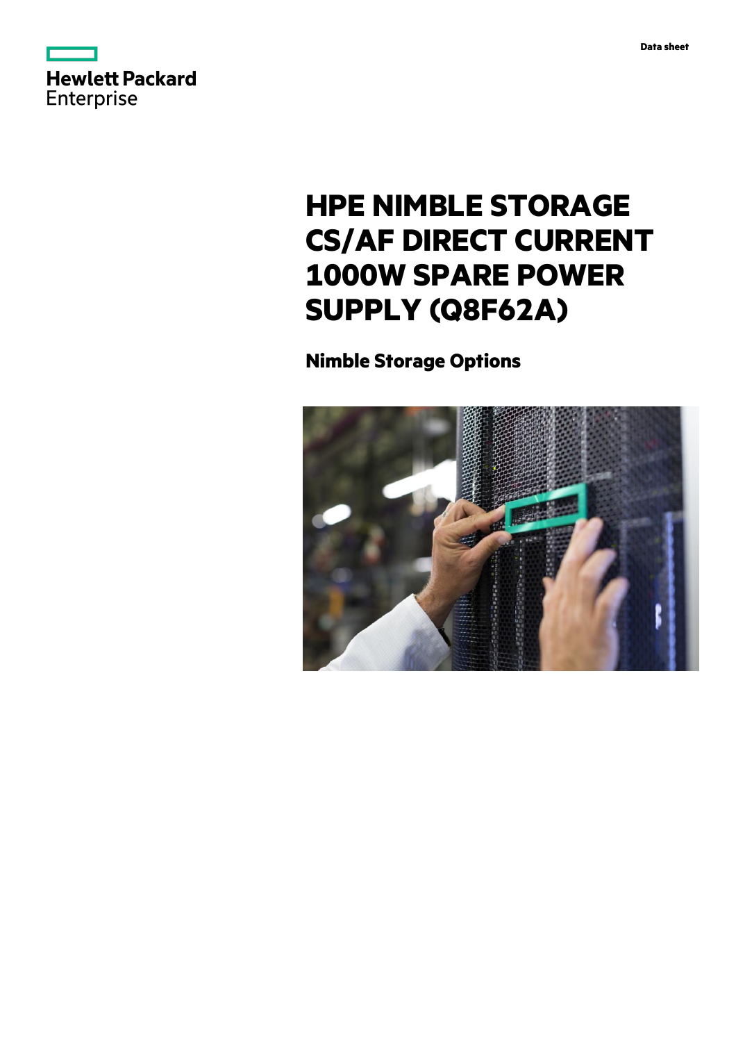Data sheet

# HPE NIMBLE STORAGE CS/AF DIRECT CURRENT 1000W SPARE POWER SUPPLY (Q8F62A)

## Nimble Storage Options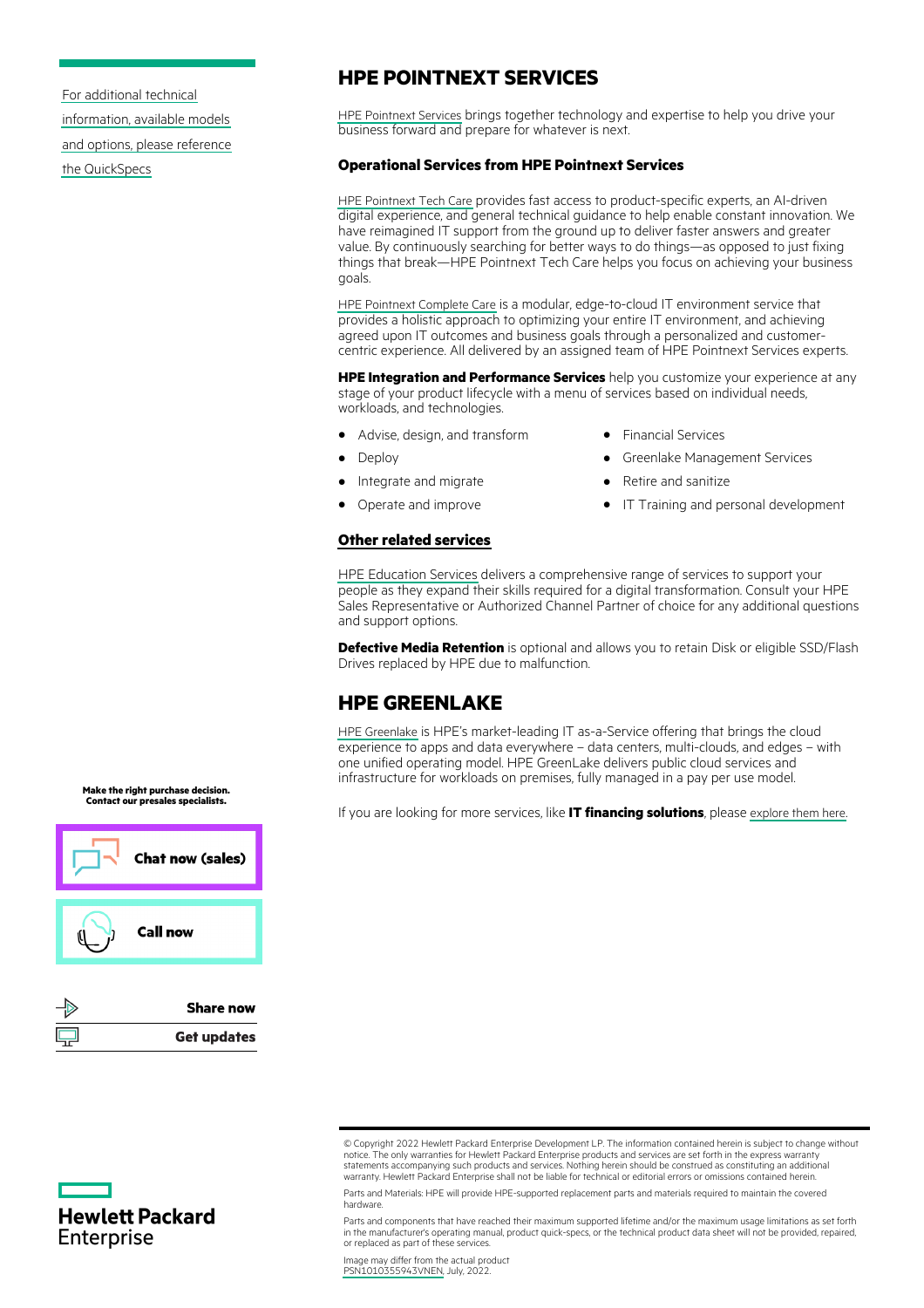For additional technical information, available models and options, please reference the QuickSpecs

## HPE POINTNEXT SERVICES

HPE Pointnext Services brings together technology and expertise to help you drive your business forward and prepare for whatever is next.

### Operational Services from HPE Pointnext Services

HPE Pointnext Tech Care provides fast access to product-specific experts, an AI-driven digital experience, and general technical guidance to help enable constant innovation. We have reimagined IT support from the ground up to deliver faster answers and greater value. By continuously searching for better ways to do things—as opposed to just fixing things that break—HPE Pointnext Tech Care helps you focus on achieving your business goals.

HPE Pointnext Complete Care is a modular, edge-to-cloud IT environment service that provides a holistic approach to optimizing your entire IT environment, and achieving agreed upon IT outcomes and business goals through a personalized and customer-centric experience. All delivered by an assigned team of HPE Pointnext Services experts.

**HPE Integration and Performance Services** help you customize your experience at any stage of your product lifecycle with a menu of services based on individual needs, workloads, and technologies.

- Advise, design, and transform
- Deploy
- Integrate and migrate
- Operate and improve
- Financial Services
- Greenlake Management Services
- Retire and sanitize
- IT Training and personal development

### Other related services

HPE Education Services delivers a comprehensive range of services to support your people as they expand their skills required for a digital transformation. Consult your HPE Sales Representative or Authorized Channel Partner of choice for any additional questions and support options.

**Defective Media Retention** is optional and allows you to retain Disk or eligible SSD/Flash Drives replaced by HPE due to malfunction.

## HPE GREENLAKE

HPE Greenlake is HPE's market-leading IT as-a-Service offering that brings the cloud experience to apps and data everywhere – data centers, multi-clouds, and edges – with one unified operating model. HPE GreenLake delivers public cloud services and infrastructure for workloads on premises, fully managed in a pay per use model.

If you are looking for more services, like **IT financing solutions**, please explore them here.

**Make the right purchase decision. Contact our presales specialists.**

Chat now (sales)

Call now

Share now

Get updates

Hewlett Packard Enterprise

© Copyright 2022 Hewlett Packard Enterprise Development LP. The information contained herein is subject to change without notice. The only warranties for Hewlett Packard Enterprise products and services are set forth in the express warranty statements accompanying such products and services. Nothing herein should be construed as constituting an additional warranty. Hewlett Packard Enterprise shall not be liable for technical or editorial errors or omissions contained herein.

Parts and Materials: HPE will provide HPE-supported replacement parts and materials required to maintain the covered hardware.

Parts and components that have reached their maximum supported lifetime and/or the maximum usage limitations as set forth in the manufacturer's operating manual, product quick-specs, or the technical product data sheet will not be provided, repaired, or replaced as part of these services.

Image may differ from the actual product

PSN1010355943VNEN, July, 2022.